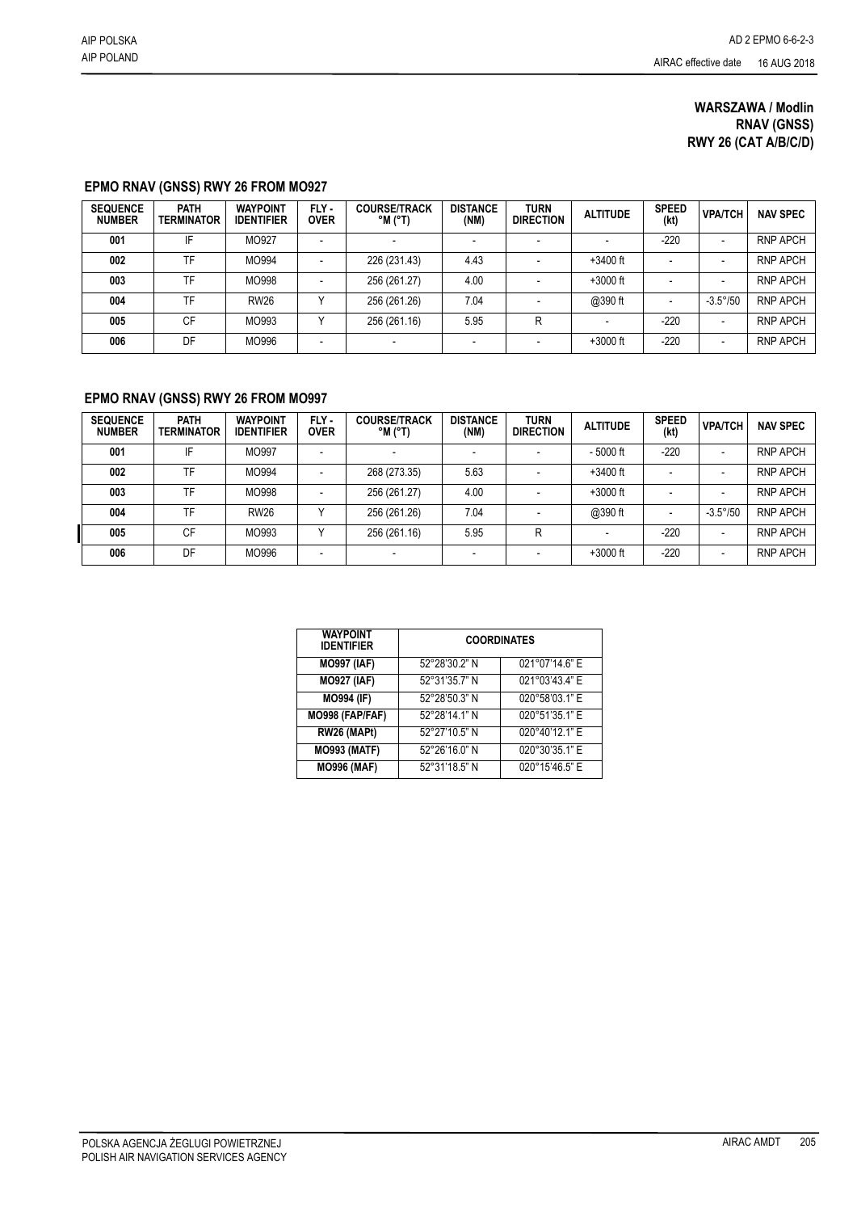# WARSZAWA / Modlin
# RNAV (GNSS)
# RWY 26 (CAT A/B/C/D)

## EPMO RNAV (GNSS) RWY 26 FROM MO927

| SEQUENCE NUMBER | PATH TERMINATOR | WAYPOINT IDENTIFIER | FLY - OVER | COURSE/TRACK °M (°T) | DISTANCE (NM) | TURN DIRECTION | ALTITUDE | SPEED (kt) | VPA/TCH | NAV SPEC |
|---|---|---|---|---|---|---|---|---|---|---|
| 001 | IF | MO927 | - | - | - | - | - | -220 | - | RNP APCH |
| 002 | TF | MO994 | - | 226 (231.43) | 4.43 | - | +3400 ft | - | - | RNP APCH |
| 003 | TF | MO998 | - | 256 (261.27) | 4.00 | - | +3000 ft | - | - | RNP APCH |
| 004 | TF | RW26 | Y | 256 (261.26) | 7.04 | - | @390 ft | - | -3.5°/50 | RNP APCH |
| 005 | CF | MO993 | Y | 256 (261.16) | 5.95 | R | - | -220 | - | RNP APCH |
| 006 | DF | MO996 | - | - | - | - | +3000 ft | -220 | - | RNP APCH |

## EPMO RNAV (GNSS) RWY 26 FROM MO997

| SEQUENCE NUMBER | PATH TERMINATOR | WAYPOINT IDENTIFIER | FLY - OVER | COURSE/TRACK °M (°T) | DISTANCE (NM) | TURN DIRECTION | ALTITUDE | SPEED (kt) | VPA/TCH | NAV SPEC |
|---|---|---|---|---|---|---|---|---|---|---|
| 001 | IF | MO997 | - | - | - | - | - 5000 ft | -220 | - | RNP APCH |
| 002 | TF | MO994 | - | 268 (273.35) | 5.63 | - | +3400 ft | - | - | RNP APCH |
| 003 | TF | MO998 | - | 256 (261.27) | 4.00 | - | +3000 ft | - | - | RNP APCH |
| 004 | TF | RW26 | Y | 256 (261.26) | 7.04 | - | @390 ft | - | -3.5°/50 | RNP APCH |
| 005 | CF | MO993 | Y | 256 (261.16) | 5.95 | R | - | -220 | - | RNP APCH |
| 006 | DF | MO996 | - | - | - | - | +3000 ft | -220 | - | RNP APCH |

| WAYPOINT IDENTIFIER | COORDINATES | |
|---|---|---|
| MO997 (IAF) | 52°28'30.2" N | 021°07'14.6" E |
| MO927 (IAF) | 52°31'35.7" N | 021°03'43.4" E |
| MO994 (IF) | 52°28'50.3" N | 020°58'03.1" E |
| MO998 (FAP/FAF) | 52°28'14.1" N | 020°51'35.1" E |
| RW26 (MAPt) | 52°27'10.5" N | 020°40'12.1" E |
| MO993 (MATF) | 52°26'16.0" N | 020°30'35.1" E |
| MO996 (MAF) | 52°31'18.5" N | 020°15'46.5" E |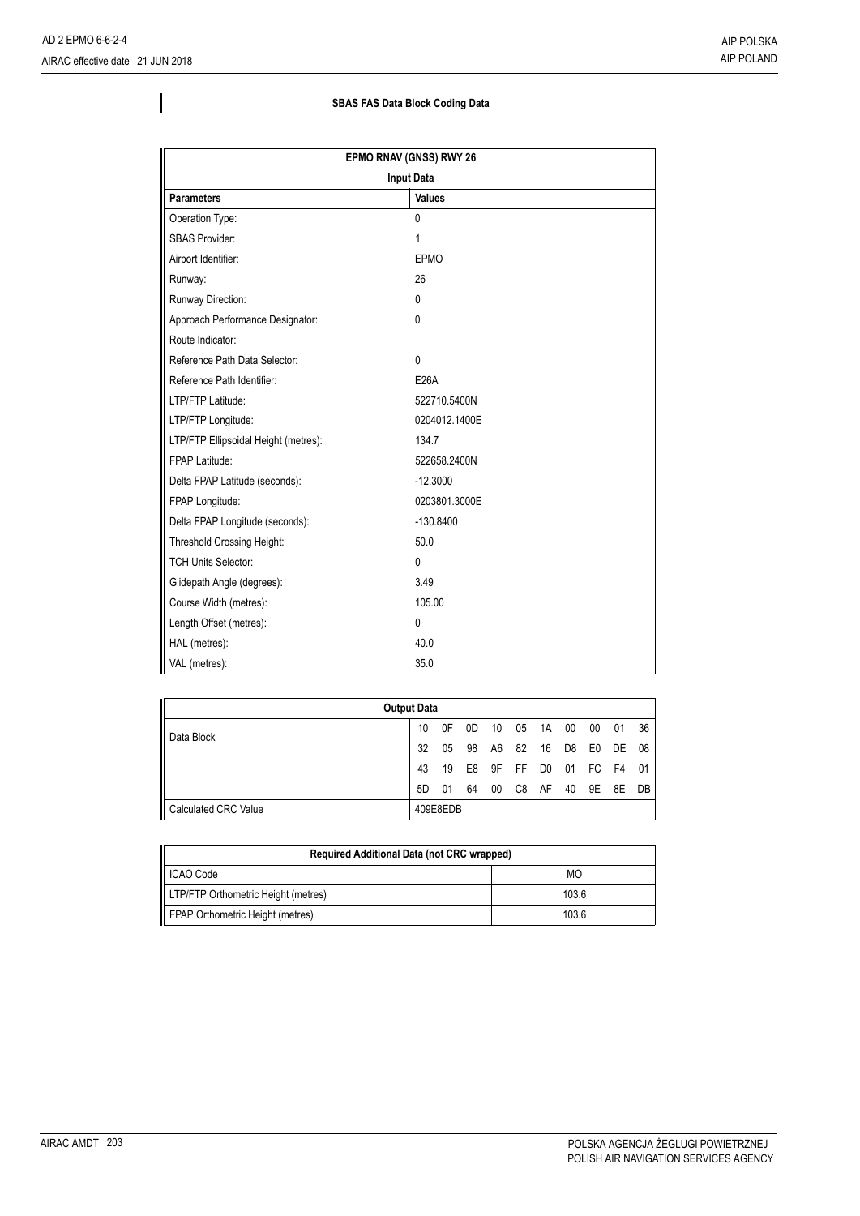**SBAS FAS Data Block Coding Data**

| EPMO RNAV (GNSS) RWY 26 | |
|---|---|
| **Input Data** | |
| **Parameters** | **Values** |
| Operation Type: | 0 |
| SBAS Provider: | 1 |
| Airport Identifier: | EPMO |
| Runway: | 26 |
| Runway Direction: | 0 |
| Approach Performance Designator: | 0 |
| Route Indicator: | |
| Reference Path Data Selector: | 0 |
| Reference Path Identifier: | E26A |
| LTP/FTP Latitude: | 522710.5400N |
| LTP/FTP Longitude: | 0204012.1400E |
| LTP/FTP Ellipsoidal Height (metres): | 134.7 |
| FPAP Latitude: | 522658.2400N |
| Delta FPAP Latitude (seconds): | -12.3000 |
| FPAP Longitude: | 0203801.3000E |
| Delta FPAP Longitude (seconds): | -130.8400 |
| Threshold Crossing Height: | 50.0 |
| TCH Units Selector: | 0 |
| Glidepath Angle (degrees): | 3.49 |
| Course Width (metres): | 105.00 |
| Length Offset (metres): | 0 |
| HAL (metres): | 40.0 |
| VAL (metres): | 35.0 |

| Output Data | | | | | | | | | | |
|---|---|---|---|---|---|---|---|---|---|---|
| Data Block | 10 | 0F | 0D | 10 | 05 | 1A | 00 | 00 | 01 | 36 |
| | 32 | 05 | 98 | A6 | 82 | 16 | D8 | E0 | DE | 08 |
| | 43 | 19 | E8 | 9F | FF | D0 | 01 | FC | F4 | 01 |
| | 5D | 01 | 64 | 00 | C8 | AF | 40 | 9E | 8E | DB |
| Calculated CRC Value | 409E8EDB | | | | | | | | | |

| Required Additional Data (not CRC wrapped) | |
|---|---|
| ICAO Code | MO |
| LTP/FTP Orthometric Height (metres) | 103.6 |
| FPAP Orthometric Height (metres) | 103.6 |